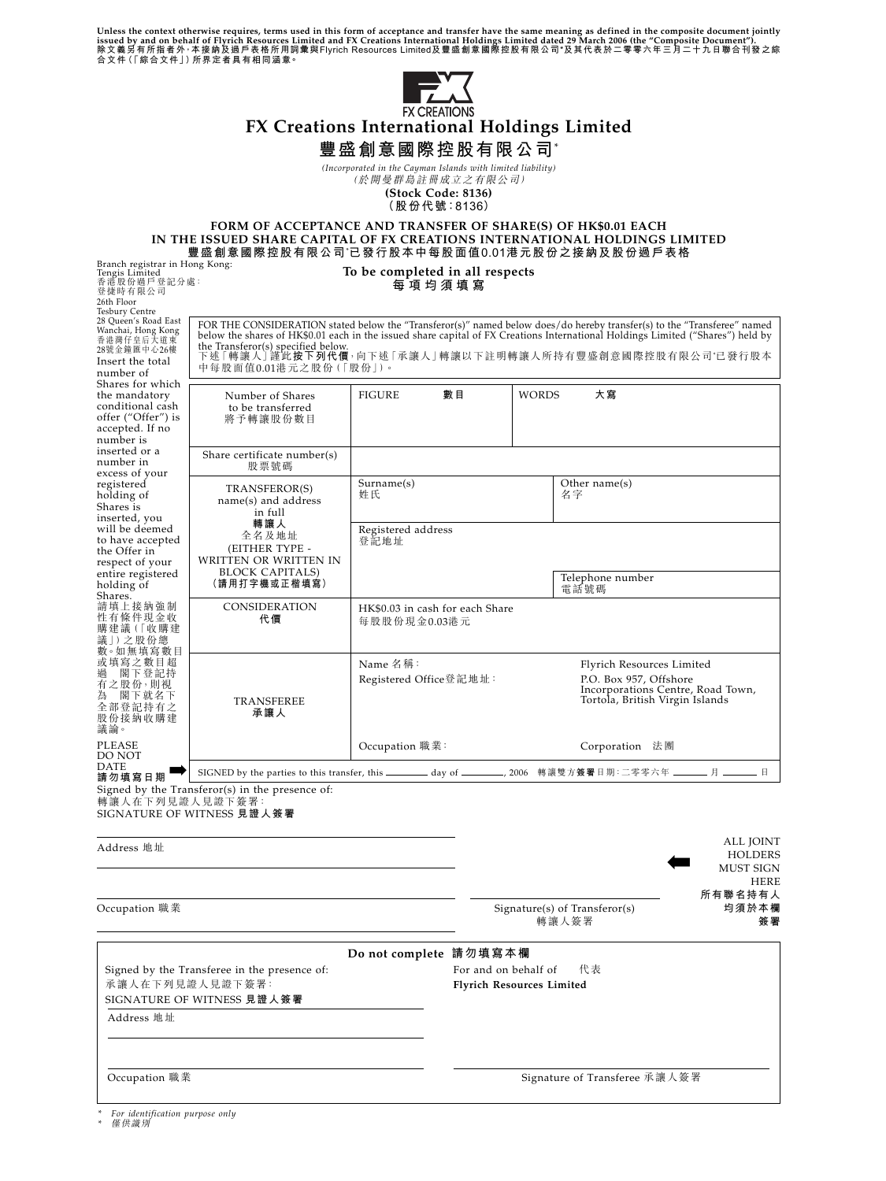**Unless the context otherwise requires, terms used in this form of acceptance and transfer have the same meaning as defined in the composite document jointly issued by and on behalf of Flyrich Resources Limited and FX Creations International Holdings Limited dated 29 March 2006 (the "Composite Document").**
**除文義另有所指者外，本接納及過戶表格所用詞彙與Flyrich Resources Limited及豐盛創意國際控股有限公司*及其代表於二零零六年三月二十九日聯合刊發之綜合文件(「綜合文件」)所界定者具有相同涵意。**

FX CREATIONS

# FX Creations International Holdings Limited
# 豐盛創意國際控股有限公司*

*(Incorporated in the Cayman Islands with limited liability)*
*(於開曼群島註冊成立之有限公司)*

**(Stock Code: 8136)**
**(股份代號：8136)**

## FORM OF ACCEPTANCE AND TRANSFER OF SHARE(S) OF HK$0.01 EACH IN THE ISSUED SHARE CAPITAL OF FX CREATIONS INTERNATIONAL HOLDINGS LIMITED
## 豐盛創意國際控股有限公司*已發行股本中每股面值0.01港元股份之接納及股份過戶表格

**To be completed in all respects**
**每項均須填寫**

Branch registrar in Hong Kong:
Tengis Limited
香港股份過戶登記分處：
登捷時有限公司
26th Floor
Tesbury Centre
28 Queen's Road East
Wanchai, Hong Kong
香港灣仔皇后大道東28號金鐘匯中心26樓

Insert the total number of Shares for which the mandatory conditional cash offer ("Offer") is accepted. If no number is inserted or a number in excess of your registered holding of Shares is inserted, you will be deemed to have accepted the Offer in respect of your entire registered holding of Shares.
請填上接納強制性有條件現金收購建議(「收購建議」)之股份總數。如無填寫數目或填寫之數目超過　閣下登記持有之股份，則視為　閣下就名下全部登記持有之股份接納收購建議論。

FOR THE CONSIDERATION stated below the "Transferor(s)" named below does/do hereby transfer(s) to the "Transferee" named below the shares of HK$0.01 each in the issued share capital of FX Creations International Holdings Limited ("Shares") held by the Transferor(s) specified below.
下述「轉讓人」謹此**按下列代價**，向下述「承讓人」轉讓以下註明轉讓人所持有豐盛創意國際控股有限公司*已發行股本中每股面值0.01港元之股份(「股份」)。

| | | | |
|---|---|---|---|
| Number of Shares to be transferred<br>將予轉讓股份數目 | FIGURE 數目 | WORDS 大寫 | |
| Share certificate number(s)<br>股票號碼 | | | |
| TRANSFEROR(S) name(s) and address in full<br>**轉讓人**<br>全名及地址<br>(EITHER TYPE - WRITTEN OR WRITTEN IN BLOCK CAPITALS)<br>**(請用打字機或正楷填寫)** | Surname(s)<br>姓氏 | Other name(s)<br>名字 | |
| | Registered address<br>登記地址 | | |
| | | Telephone number<br>電話號碼 | |
| CONSIDERATION<br>**代價** | HK$0.03 in cash for each Share<br>每股股份現金0.03港元 | | |
| TRANSFEREE<br>**承讓人** | Name 名稱： | Flyrich Resources Limited | |
| | Registered Office登記地址： | P.O. Box 957, Offshore Incorporations Centre, Road Town, Tortola, British Virgin Islands | |
| | Occupation 職業： | Corporation 法團 | |

PLEASE DO NOT DATE
**請勿填寫日期**

SIGNED by the parties to this transfer, this ______ day of ______, 2006 轉讓雙方**簽署**日期：二零零六年 ______ 月 ______ 日

Signed by the Transferor(s) in the presence of:
轉讓人在下列見證人見證下簽署：
SIGNATURE OF WITNESS **見證人簽署**

Address 地址

Occupation 職業

Signature(s) of Transferor(s)
轉讓人簽署

ALL JOINT HOLDERS MUST SIGN HERE
**所有聯名持有人均須於本欄簽署**

**Do not complete 請勿填寫本欄**

Signed by the Transferee in the presence of:
承讓人在下列見證人見證下簽署：
SIGNATURE OF WITNESS **見證人簽署**

Address 地址

Occupation 職業

For and on behalf of 代表
**Flyrich Resources Limited**

Signature of Transferee 承讓人簽署

\* *For identification purpose only*
\* *僅供識別*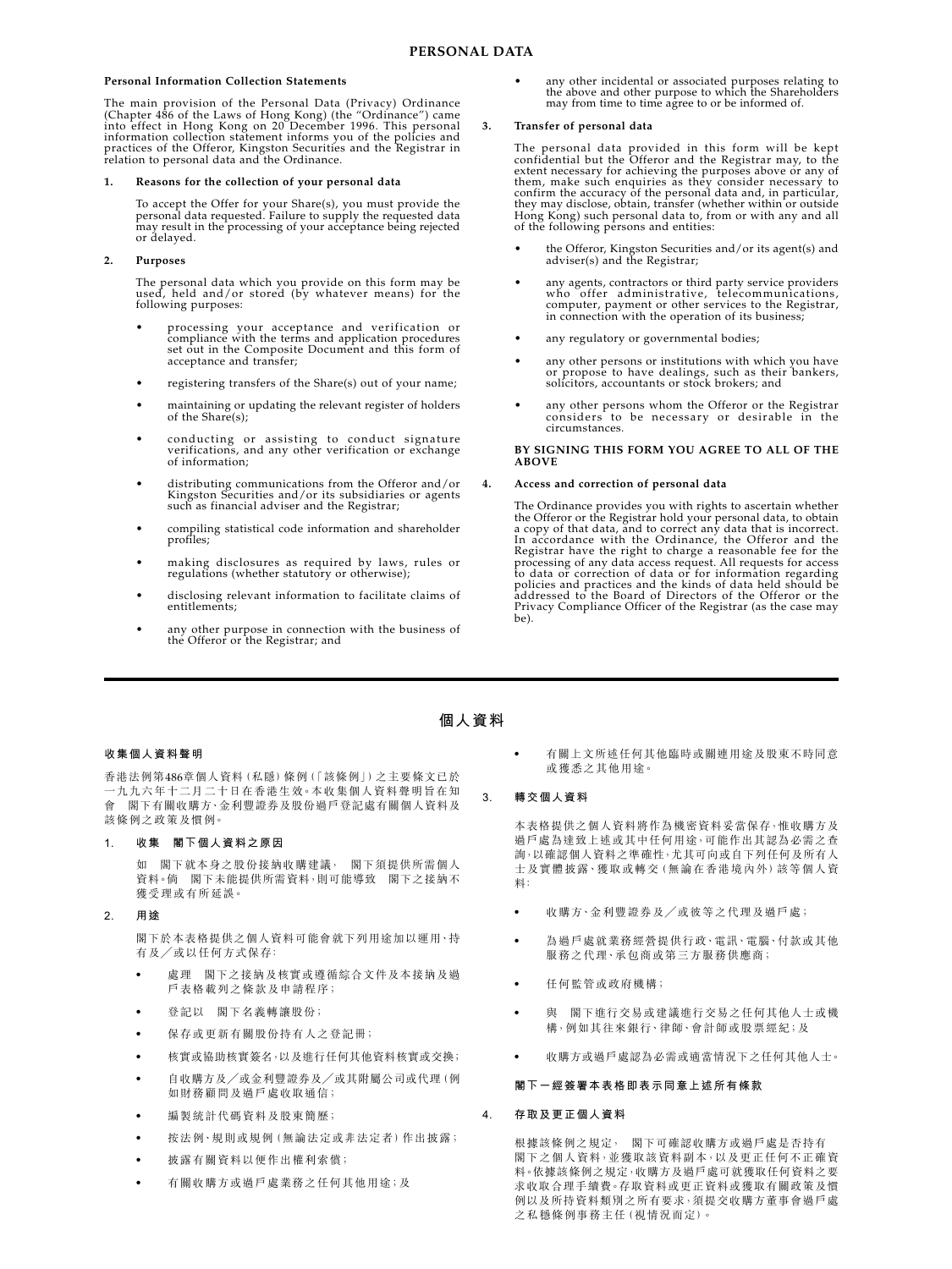# PERSONAL DATA

**Personal Information Collection Statements**

The main provision of the Personal Data (Privacy) Ordinance (Chapter 486 of the Laws of Hong Kong) (the "Ordinance") came into effect in Hong Kong on 20 December 1996. This personal information collection statement informs you of the policies and practices of the Offeror, Kingston Securities and the Registrar in relation to personal data and the Ordinance.

**1. Reasons for the collection of your personal data**

To accept the Offer for your Share(s), you must provide the personal data requested. Failure to supply the requested data may result in the processing of your acceptance being rejected or delayed.

**2. Purposes**

The personal data which you provide on this form may be used, held and/or stored (by whatever means) for the following purposes:

- processing your acceptance and verification or compliance with the terms and application procedures set out in the Composite Document and this form of acceptance and transfer;
- registering transfers of the Share(s) out of your name;
- maintaining or updating the relevant register of holders of the Share(s);
- conducting or assisting to conduct signature verifications, and any other verification or exchange of information;
- distributing communications from the Offeror and/or Kingston Securities and/or its subsidiaries or agents such as financial adviser and the Registrar;
- compiling statistical code information and shareholder profiles;
- making disclosures as required by laws, rules or regulations (whether statutory or otherwise);
- disclosing relevant information to facilitate claims of entitlements;
- any other purpose in connection with the business of the Offeror or the Registrar; and
- any other incidental or associated purposes relating to the above and other purpose to which the Shareholders may from time to time agree to or be informed of.

**3. Transfer of personal data**

The personal data provided in this form will be kept confidential but the Offeror and the Registrar may, to the extent necessary for achieving the purposes above or any of them, make such enquiries as they consider necessary to confirm the accuracy of the personal data and, in particular, they may disclose, obtain, transfer (whether within or outside Hong Kong) such personal data to, from or with any and all of the following persons and entities:

- the Offeror, Kingston Securities and/or its agent(s) and adviser(s) and the Registrar;
- any agents, contractors or third party service providers who offer administrative, telecommunications, computer, payment or other services to the Registrar, in connection with the operation of its business;
- any regulatory or governmental bodies;
- any other persons or institutions with which you have or propose to have dealings, such as their bankers, solicitors, accountants or stock brokers; and
- any other persons whom the Offeror or the Registrar considers to be necessary or desirable in the circumstances.

**BY SIGNING THIS FORM YOU AGREE TO ALL OF THE ABOVE**

**4. Access and correction of personal data**

The Ordinance provides you with rights to ascertain whether the Offeror or the Registrar hold your personal data, to obtain a copy of that data, and to correct any data that is incorrect. In accordance with the Ordinance, the Offeror and the Registrar have the right to charge a reasonable fee for the processing of any data access request. All requests for access to data or correction of data or for information regarding policies and practices and the kinds of data held should be addressed to the Board of Directors of the Offeror or the Privacy Compliance Officer of the Registrar (as the case may be).

---

# 個人資料

**收集個人資料聲明**

香港法例第486章個人資料(私隱)條例(「該條例」)之主要條文已於一九九六年十二月二十日在香港生效。本收集個人資料聲明旨在知會　閣下有關收購方、金利豐證券及股份過戶登記處有關個人資料及該條例之政策及慣例。

**1. 收集　閣下個人資料之原因**

如　閣下就本身之股份接納收購建議，　閣下須提供所需個人資料。倘　閣下未能提供所需資料，則可能導致　閣下之接納不獲受理或有所延誤。

**2. 用途**

閣下於本表格提供之個人資料可能會就下列用途加以運用、持有及／或以任何方式保存：

- 處理　閣下之接納及核實或遵循綜合文件及本接納及過戶表格載列之條款及申請程序；
- 登記以　閣下名義轉讓股份；
- 保存或更新有關股份持有人之登記冊；
- 核實或協助核實簽名，以及進行任何其他資料核實或交換；
- 自收購方及／或金利豐證券及／或其附屬公司或代理(例如財務顧問及過戶處收取通信；
- 編製統計代碼資料及股東簡歷；
- 按法例、規則或規例(無論法定或非法定者)作出披露；
- 披露有關資料以便作出權利索償；
- 有關收購方或過戶處業務之任何其他用途；及
- 有關上文所述任何其他臨時或關連用途及股東不時同意或獲悉之其他用途。

**3. 轉交個人資料**

本表格提供之個人資料將作為機密資料妥當保存，惟收購方及過戶處為達致上述或其中任何用途，可能作出其認為必需之查詢，以確認個人資料之準確性，尤其可向或自下列任何及所有人士及實體披露、獲取或轉交(無論在香港境內外)該等個人資料：

- 收購方、金利豐證券及／或彼等之代理及過戶處；
- 為過戶處就業務經營提供行政、電訊、電腦、付款或其他服務之代理、承包商或第三方服務供應商；
- 任何監管或政府機構；
- 與　閣下進行交易或建議進行交易之任何其他人士或機構，例如其往來銀行、律師、會計師或股票經紀；及
- 收購方或過戶處認為必需或適當情況下之任何其他人士。

**閣下一經簽署本表格即表示同意上述所有條款**

**4. 存取及更正個人資料**

根據該條例之規定，　閣下可確認收購方或過戶處是否持有閣下之個人資料，並獲取該資料副本，以及更正任何不正確資料。依據該條例之規定，收購方及過戶處可就獲取任何資料之要求收取合理手續費。存取資料或更正資料或獲取有關政策及慣例以及所持資料類別之所有要求，須提交收購方董事會或過戶處之私穩條例事務主任(視情況而定)。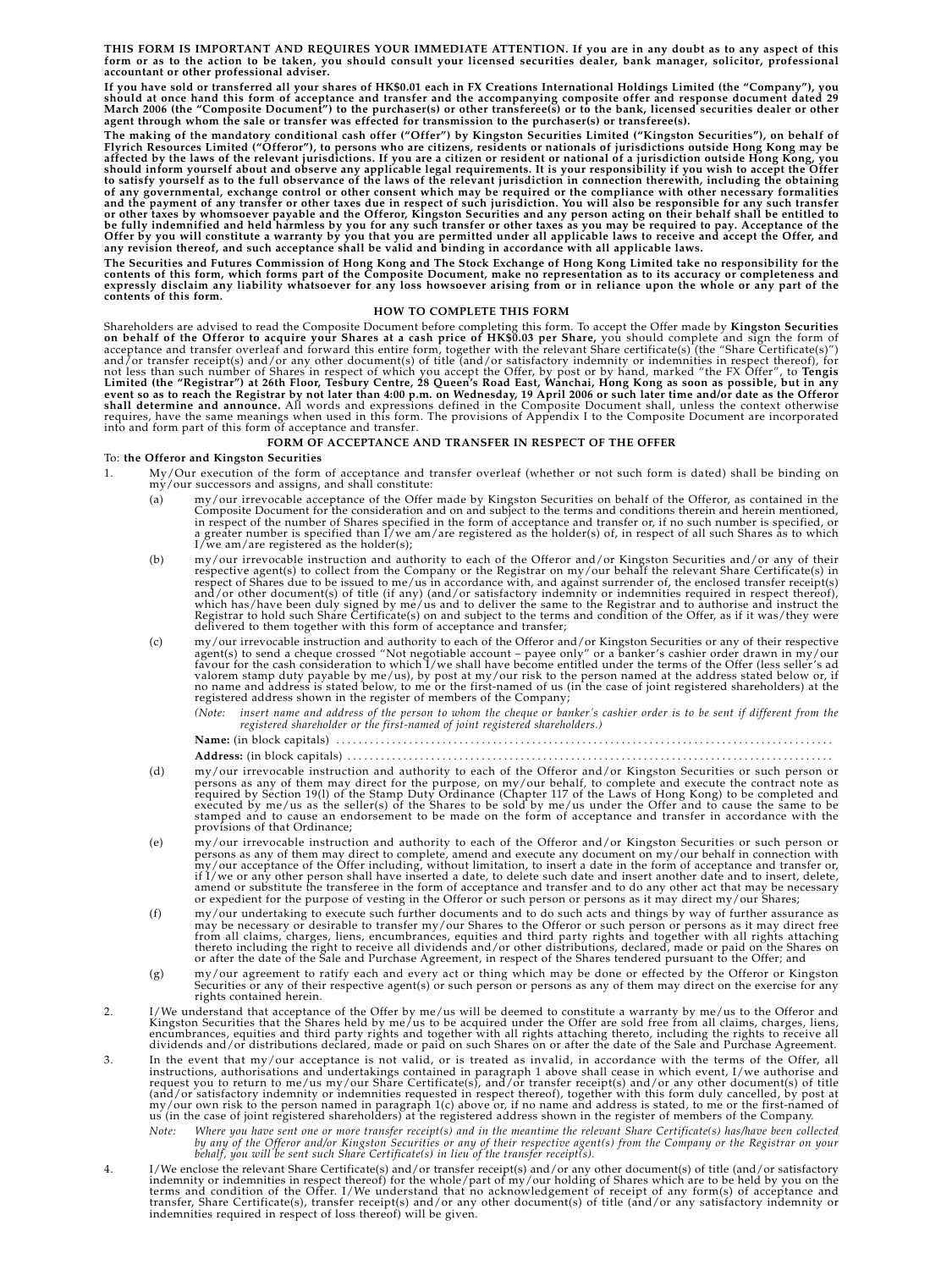**THIS FORM IS IMPORTANT AND REQUIRES YOUR IMMEDIATE ATTENTION. If you are in any doubt as to any aspect of this form or as to the action to be taken, you should consult your licensed securities dealer, bank manager, solicitor, professional accountant or other professional adviser.**

**If you have sold or transferred all your shares of HK$0.01 each in FX Creations International Holdings Limited (the "Company"), you should at once hand this form of acceptance and transfer and the accompanying composite offer and response document dated 29 March 2006 (the "Composite Document") to the purchaser(s) or other transferee(s) or to the bank, licensed securities dealer or other agent through whom the sale or transfer was effected for transmission to the purchaser(s) or transferee(s).**

**The making of the mandatory conditional cash offer ("Offer") by Kingston Securities Limited ("Kingston Securities"), on behalf of Flyrich Resources Limited ("Offeror"), to persons who are citizens, residents or nationals of jurisdictions outside Hong Kong may be affected by the laws of the relevant jurisdictions. If you are a citizen or resident or national of a jurisdiction outside Hong Kong, you should inform yourself about and observe any applicable legal requirements. It is your responsibility if you wish to accept the Offer to satisfy yourself as to the full observance of the laws of the relevant jurisdiction in connection therewith, including the obtaining of any governmental, exchange control or other consent which may be required or the compliance with other necessary formalities and the payment of any transfer or other taxes due in respect of such jurisdiction. You will also be responsible for any such transfer or other taxes by whomsoever payable and the Offeror, Kingston Securities and any person acting on their behalf shall be entitled to be fully indemnified and held harmless by you for any such transfer or other taxes as you may be required to pay. Acceptance of the Offer by you will constitute a warranty by you that you are permitted under all applicable laws to receive and accept the Offer, and any revision thereof, and such acceptance shall be valid and binding in accordance with all applicable laws.**

**The Securities and Futures Commission of Hong Kong and The Stock Exchange of Hong Kong Limited take no responsibility for the contents of this form, which forms part of the Composite Document, make no representation as to its accuracy or completeness and expressly disclaim any liability whatsoever for any loss howsoever arising from or in reliance upon the whole or any part of the contents of this form.**

## HOW TO COMPLETE THIS FORM

Shareholders are advised to read the Composite Document before completing this form. To accept the Offer made by **Kingston Securities on behalf of the Offeror to acquire your Shares at a cash price of HK$0.03 per Share,** you should complete and sign the form of acceptance and transfer overleaf and forward this entire form, together with the relevant Share certificate(s) (the "Share Certificate(s)") and/or transfer receipt(s) and/or any other document(s) of title (and/or satisfactory indemnity or indemnities in respect thereof), for not less than such number of Shares in respect of which you accept the Offer, by post or by hand, marked "the FX Offer", to **Tengis Limited (the "Registrar") at 26th Floor, Tesbury Centre, 28 Queen's Road East, Wanchai, Hong Kong as soon as possible, but in any event so as to reach the Registrar by not later than 4:00 p.m. on Wednesday, 19 April 2006 or such later time and/or date as the Offeror shall determine and announce.** All words and expressions defined in the Composite Document shall, unless the context otherwise requires, have the same meanings when used in this form. The provisions of Appendix I to the Composite Document are incorporated into and form part of this form of acceptance and transfer.

## FORM OF ACCEPTANCE AND TRANSFER IN RESPECT OF THE OFFER

To: **the Offeror and Kingston Securities**

1. My/Our execution of the form of acceptance and transfer overleaf (whether or not such form is dated) shall be binding on my/our successors and assigns, and shall constitute:

   (a) my/our irrevocable acceptance of the Offer made by Kingston Securities on behalf of the Offeror, as contained in the Composite Document for the consideration and on and subject to the terms and conditions therein and herein mentioned, in respect of the number of Shares specified in the form of acceptance and transfer or, if no such number is specified, or a greater number is specified than I/we am/are registered as the holder(s) of, in respect of all such Shares as to which I/we am/are registered as the holder(s);

   (b) my/our irrevocable instruction and authority to each of the Offeror and/or Kingston Securities and/or any of their respective agent(s) to collect from the Company or the Registrar on my/our behalf the relevant Share Certificate(s) in respect of Shares due to be issued to me/us in accordance with, and against surrender of, the enclosed transfer receipt(s) and/or other document(s) of title (if any) (and/or satisfactory indemnity or indemnities required in respect thereof), which has/have been duly signed by me/us and to deliver the same to the Registrar and to authorise and instruct the Registrar to hold such Share Certificate(s) on and subject to the terms and condition of the Offer, as if it was/they were delivered to them together with this form of acceptance and transfer;

   (c) my/our irrevocable instruction and authority to each of the Offeror and/or Kingston Securities or any of their respective agent(s) to send a cheque crossed "Not negotiable account – payee only" or a banker's cashier order drawn in my/our favour for the cash consideration to which I/we shall have become entitled under the terms of the Offer (less seller's ad valorem stamp duty payable by me/us), by post at my/our risk to the person named at the address stated below or, if no name and address is stated below, to me or the first-named of us (in the case of joint registered shareholders) at the registered address shown in the register of members of the Company;

   (*Note: insert name and address of the person to whom the cheque or banker's cashier order is to be sent if different from the registered shareholder or the first-named of joint registered shareholders.*)

   **Name:** (in block capitals) ..........................................................................................

   **Address:** (in block capitals) ..........................................................................................

   (d) my/our irrevocable instruction and authority to each of the Offeror and/or Kingston Securities or such person or persons as any of them may direct for the purpose, on my/our behalf, to complete and execute the contract note as required by Section 19(l) of the Stamp Duty Ordinance (Chapter 117 of the Laws of Hong Kong) to be completed and executed by me/us as the seller(s) of the Shares to be sold by me/us under the Offer and to cause the same to be stamped and to cause an endorsement to be made on the form of acceptance and transfer in accordance with the provisions of that Ordinance;

   (e) my/our irrevocable instruction and authority to each of the Offeror and/or Kingston Securities or such person or persons as any of them may direct to complete, amend and execute any document on my/our behalf in connection with my/our acceptance of the Offer including, without limitation, to insert a date in the form of acceptance and transfer or, if I/we or any other person shall have inserted a date, to delete such date and insert another date and to insert, delete, amend or substitute the transferee in the form of acceptance and transfer and to do any other act that may be necessary or expedient for the purpose of vesting in the Offeror or such person or persons as it may direct my/our Shares;

   (f) my/our undertaking to execute such further documents and to do such acts and things by way of further assurance as may be necessary or desirable to transfer my/our Shares to the Offeror or such person or persons as it may direct free from all claims, charges, liens, encumbrances, equities and third party rights and together with all rights attaching thereto including the right to receive all dividends and/or other distributions, declared, made or paid on the Shares on or after the date of the Sale and Purchase Agreement, in respect of the Shares tendered pursuant to the Offer; and

   (g) my/our agreement to ratify each and every act or thing which may be done or effected by the Offeror or Kingston Securities or any of their respective agent(s) or such person or persons as any of them may direct on the exercise for any rights contained herein.

2. I/We understand that acceptance of the Offer by me/us will be deemed to constitute a warranty by me/us to the Offeror and Kingston Securities that the Shares held by me/us to be acquired under the Offer are sold free from all claims, charges, liens, encumbrances, equities and third party rights and together with all rights attaching thereto, including the rights to receive all dividends and/or distributions declared, made or paid on such Shares on or after the date of the Sale and Purchase Agreement.

3. In the event that my/our acceptance is not valid, or is treated as invalid, in accordance with the terms of the Offer, all instructions, authorisations and undertakings contained in paragraph 1 above shall cease in which event, I/we authorise and request you to return to me/us my/our Share Certificate(s), and/or transfer receipt(s) and/or any other document(s) of title (and/or satisfactory indemnity or indemnities requested in respect thereof), together with this form duly cancelled, by post at my/our own risk to the person named in paragraph 1(c) above or, if no name and address is stated, to me or the first-named of us (in the case of joint registered shareholders) at the registered address shown in the register of members of the Company.

   *Note: Where you have sent one or more transfer receipt(s) and in the meantime the relevant Share Certificate(s) has/have been collected by any of the Offeror and/or Kingston Securities or any of their respective agent(s) from the Company or the Registrar on your behalf, you will be sent such Share Certificate(s) in lieu of the transfer receipt(s).*

4. I/We enclose the relevant Share Certificate(s) and/or transfer receipt(s) and/or any other document(s) of title (and/or satisfactory indemnity or indemnities in respect thereof) for the whole/part of my/our holding of Shares which are to be held by you on the terms and condition of the Offer. I/We understand that no acknowledgement of receipt of any form(s) of acceptance and transfer, Share Certificate(s), transfer receipt(s) and/or any other document(s) of title (and/or any satisfactory indemnity or indemnities required in respect of loss thereof) will be given.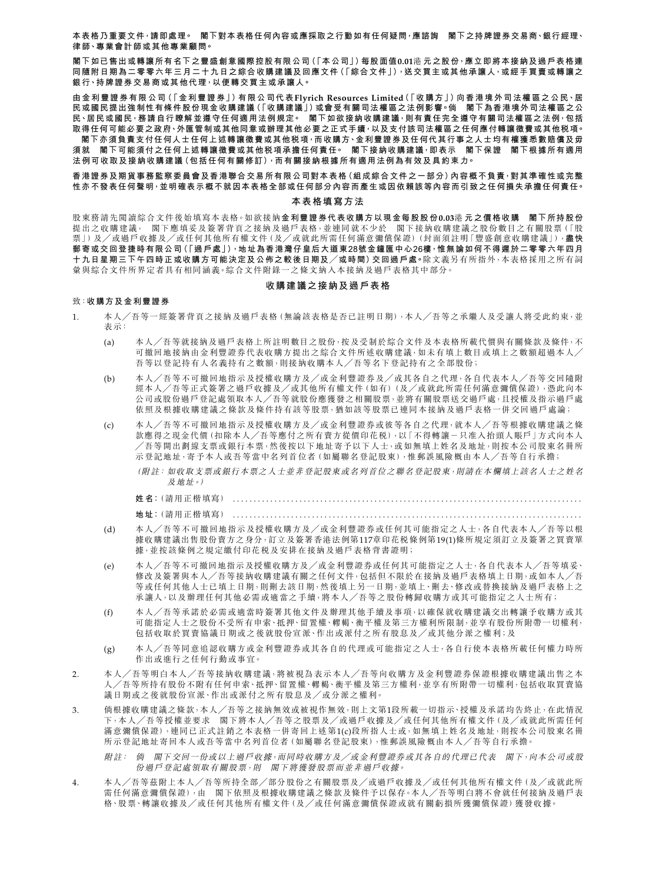**本表格乃重要文件，請即處理。　閣下對本表格任何內容或應採取之行動如有任何疑問，應諮詢　閣下之持牌證券交易商、銀行經理、律師、專業會計師或其他專業顧問。**

**閣下如已售出或轉讓所有名下之豐盛創意國際控股有限公司（「本公司」）每股面值0.01港元之股份，應立即將本接納及過戶表格連同隨附日期為二零零六年三月二十九日之綜合收購建議及回應文件（「綜合文件」），送交買主或其他承讓人，或經手買賣或轉讓之銀行、持牌證券交易商或其他代理，以便轉交買主或承讓人。**

**由金利豐證券有限公司（「金利豐證券」）有限公司代表Flyrich Resources Limited（「收購方」）向香港境外司法權區之公民、居民或國民提出強制性有條件股份現金收購建議（「收購建議」）或會受有關司法權區之法例影響。倘　閣下為香港境外司法權區之公民、居民或國民，務請自行瞭解並遵守有關適用法例規定。　閣下如欲接納收購建議，則有責任完全遵守有關司法權區之法例，包括取得任何可能必要之政府、外匯管制或其他同意或辦理其他必要之正式手續，以及支付該司法權區之任何應付轉讓徵費或其他稅項。　閣下亦須負責支付任何人士任何上述轉讓徵費或其他稅項，而收購方、金利豐證券及任何代其行事之人士均有權獲悉數賠償及毋須就　閣下可能須付之任何上述轉讓徵費或其他稅項承擔任何責任。　閣下接納收購建議，即表示　閣下保證　閣下根據所有適用法例可收取及接納收購建議（包括任何有關修訂），而有關接納根據所有適用法例為有效及具約束力。**

**香港證券及期貨事務監察委員會及香港聯合交易所有限公司對本表格（組成綜合文件之一部分）內容概不負責，對其準確性或完整性亦不發表任何聲明，並明確表示概不就因本表格全部或任何部分內容而產生或因依賴該等內容而引致之任何損失承擔任何責任。**

## 本表格填寫方法

股東務請先閱讀綜合文件後始填寫本表格。如欲接納**金利豐證券代表收購方以現金每股股份0.03港元之價格收購　閣下所持股份**提出之收購建議，　閣下應填妥及簽署背頁之接納及過戶表格，並連同就不少於　閣下接納收購建議之股份數目之有關股票（「股票」）及／或過戶收據及／或任何其他所有權文件（及／或就此所需任何滿意彌償保證）（封面須註明「豐盛創意收購建議」），**盡快郵寄或交回登捷時有限公司（「過戶處」），地址為香港灣仔皇后大道東28號金鐘匯中心26樓，惟無論如何不得遲於二零零六年四月十九日星期三下午四時正或收購方可能決定及公佈之較後日期及／或時間）交回過戶處。**除文義另有所指外，本表格採用之所有詞彙與綜合文件所界定者具有相同涵義。綜合文件附錄一之條文納入本接納及過戶表格其中部分。

## 收購建議之接納及過戶表格

致：**收購方及金利豐證券**

1. 本人／吾等一經簽署背頁之接納及過戶表格（無論該表格是否已註明日期），本人／吾等之承繼人及受讓人將受此約束，並表示：

   (a) 本人／吾等就接納及過戶表格上所註明數目之股份，按及受制於綜合文件及本表格所載代價與有關條款及條件，不可撤回地接納由金利豐證券代表收購方提出之綜合文件所述收購建議，如未有填上數目或填上之數額超過本人／吾等以登記持有人名義持有之數額，則接納收購本人／吾等名下登記持有之全部股份；

   (b) 本人／吾等不可撤回地指示及授權收購方及／或金利豐證券及／或其各自之代理，各自代表本人／吾等交回隨附經本人／吾等正式簽署之過戶收據及／或其他所有權文件（如有）（及／或就此所需任何滿意彌償保證），憑此向本公司或股份過戶登記處領取本人／吾等就股份應獲發之相關股票，並將有關股票送交過戶處，且授權及指示過戶處依照及根據收購建議之條款及條件持有該等股票，猶如該等股票已連同本接納及過戶表格一併交回過戶處論；

   (c) 本人／吾等不可撤回地指示及授權收購方及／或金利豐證券或彼等各自之代理，就本人／吾等根據收購建議之條款應得之現金代價（扣除本人／吾等應付之所有賣方從價印花稅），以「不得轉讓－只准入抬頭人賬戶」方式向本人／吾等開出劃線支票或銀行本票，然後按以下地址寄予以下人士，或如無填上姓名及地址，則按本公司股東名冊所示登記地址，寄予本人或吾等當中名列首位者（如屬聯名登記股東），惟郵誤風險概由本人／吾等自行承擔；

      *（附註：如收取支票或銀行本票之人士並非登記股東或名列首位之聯名登記股東，則請在本欄填上該名人士之姓名及地址。）*

      **姓名：**（請用正楷填寫）　............................................................................................

      **地址：**（請用正楷填寫）　............................................................................................

   (d) 本人／吾等不可撤回地指示及授權收購方及／或金利豐證券或任何其可能指定之人士，各自代表本人／吾等以根據收購建議出售股份賣方之身分，訂立及簽署香港法例第117章印花稅條例第19(1)條所規定須訂立及簽署之買賣單據，並按該條例之規定繳付印花稅及安排在接納及過戶表格背書證明；

   (e) 本人／吾等不可撤回地指示及授權收購方及／或金利豐證券或任何其可能指定之人士，各自代表本人／吾等填妥、修改及簽署與本人／吾等接納收購建議有關之任何文件，包括但不限於在接納及過戶表格填上日期，或如本人／吾等或任何其他人士已填上日期，則刪去該日期，然後填上另一日期，並填上、刪去、修改或替換接納及過戶表格上之承讓人，以及辦理任何其他必需或適當之手續，將本人／吾等之股份轉歸收購方或其可能指定之人士所有；

   (f) 本人／吾等承諾於必需或適當時簽署其他文件及辦理其他手續及事項，以確保就收購建議交出轉讓予收購方或其可能指定人士之股份不受所有申索、抵押、留置權、轇輵、衡平權及第三方權利所限制，並享有股份所附帶一切權利，包括收取於買賣協議日期或之後就股份宣派、作出或派付之所有股息及／或其他分派之權利；及

   (g) 本人／吾等同意追認收購方或金利豐證券或其各自的代理或可能指定之人士，各自行使本表格所載任何權力時所作出或進行之任何行動或事宜。

2. 本人／吾等明白本人／吾等接納收購建議，將被視為表示本人／吾等向收購方及金利豐證券保證根據收購建議出售之本人／吾等所持有股份不附有任何申索、抵押、留置權、轇輵、衡平權及第三方權利，並享有所附帶一切權利，包括收取買賣協議日期或之後就股份宣派、作出或派付之所有股息及／或分派之權利。

3. 倘根據收購建議之條款，本人／吾等之接納無效或被視作無效，則上文第1段所載一切指示、授權及承諾均告終止，在此情況下，本人／吾等授權並要求　閣下將本人／吾等之股票及／或過戶收據及／或任何其他所有權文件（及／或就此所需任何滿意彌償保證），連同已正式註銷之本表格一併寄回上述第1(c)段所指人士或，如無填上姓名及地址，則按本公司股東名冊所示登記地址寄回本人或吾等當中名列首位者（如屬聯名登記股東），惟郵誤風險概由本人／吾等自行承擔。

   *附註：　倘　閣下交回一份或以上過戶收據，而同時收購方及／或金利豐證券或其各自的代理已代表　閣下，向本公司或股份過戶登記處領取有關股票，則　閣下將獲發股票而並非過戶收據。*

4. 本人／吾等茲附上本人／吾等所持全部／部分股份之有關股票及／或過戶收據及／或任何其他所有權文件（及／或就此所需任何滿意彌償保證），由　閣下依照及根據收購建議之條款及條件予以保存。本人／吾等明白將不會就任何接納及過戶表格、股票、轉讓收據及／或任何其他所有權文件（及／或任何滿意彌償保證或就有關虧損所獲彌償保證）獲發收據。